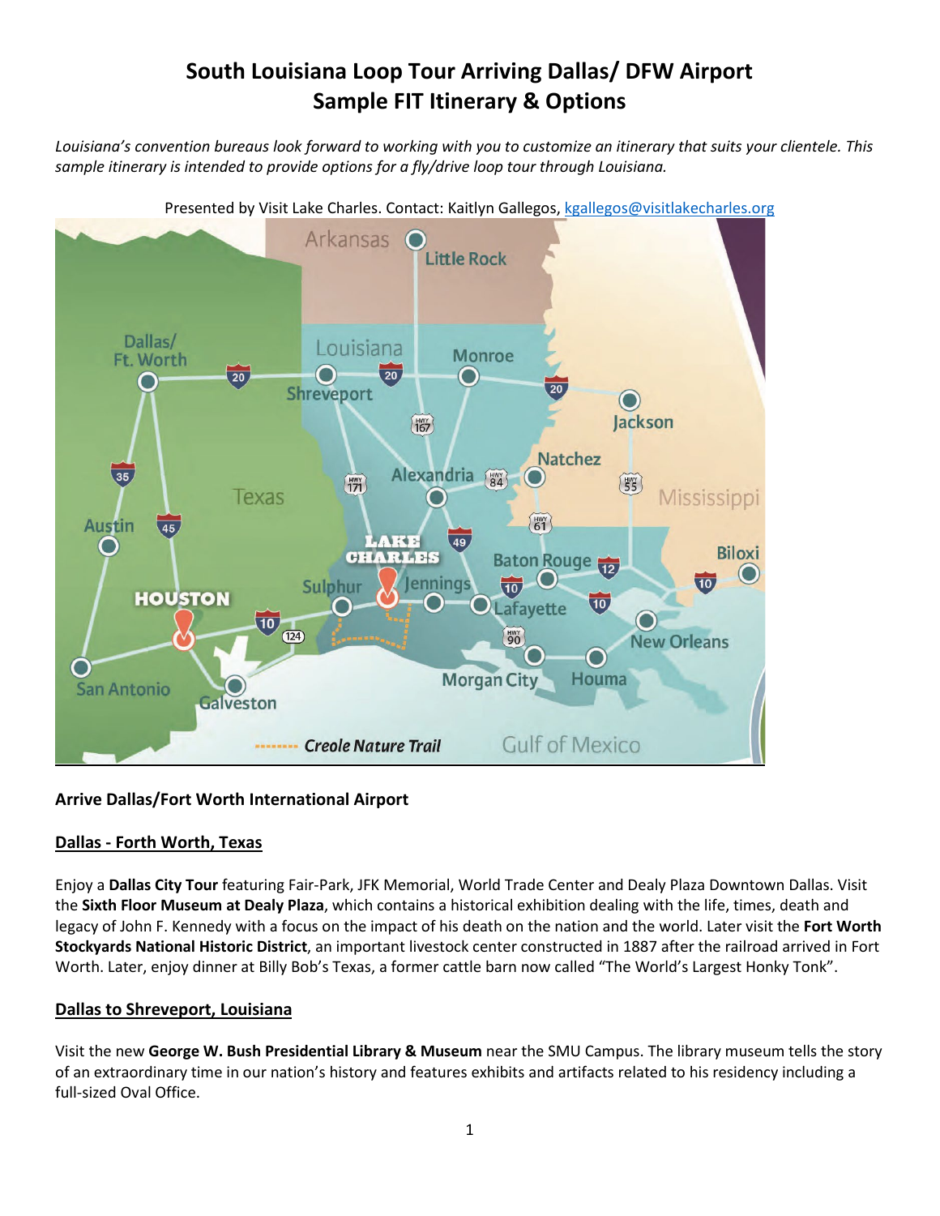# South Louisiana Loop Tour Arriving Dallas/ DFW Airport
# Sample FIT Itinerary & Options

*Louisiana's convention bureaus look forward to working with you to customize an itinerary that suits your clientele. This sample itinerary is intended to provide options for a fly/drive loop tour through Louisiana.*

Presented by Visit Lake Charles. Contact: Kaitlyn Gallegos, kgallegos@visitlakecharles.org

**Arrive Dallas/Fort Worth International Airport**

## Dallas - Forth Worth, Texas

Enjoy a **Dallas City Tour** featuring Fair-Park, JFK Memorial, World Trade Center and Dealy Plaza Downtown Dallas. Visit the **Sixth Floor Museum at Dealy Plaza**, which contains a historical exhibition dealing with the life, times, death and legacy of John F. Kennedy with a focus on the impact of his death on the nation and the world. Later visit the **Fort Worth Stockyards National Historic District**, an important livestock center constructed in 1887 after the railroad arrived in Fort Worth. Later, enjoy dinner at Billy Bob's Texas, a former cattle barn now called "The World's Largest Honky Tonk".

## Dallas to Shreveport, Louisiana

Visit the new **George W. Bush Presidential Library & Museum** near the SMU Campus. The library museum tells the story of an extraordinary time in our nation's history and features exhibits and artifacts related to his residency including a full-sized Oval Office.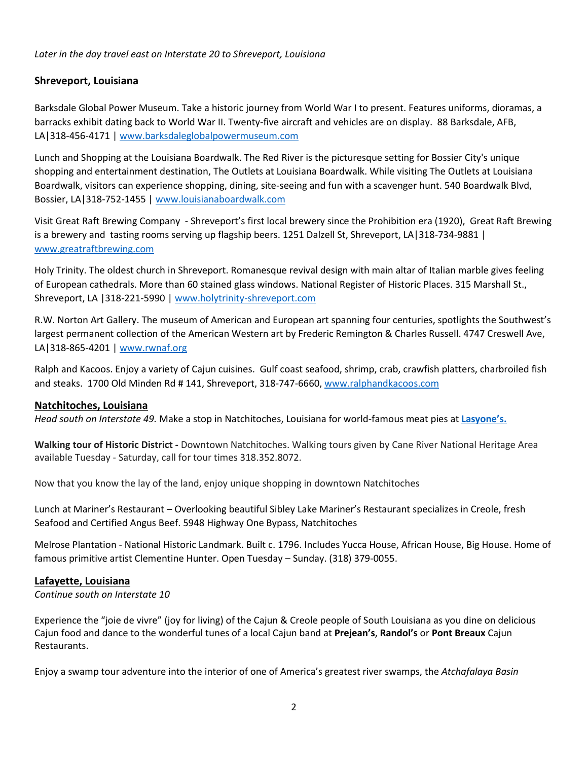*Later in the day travel east on Interstate 20 to Shreveport, Louisiana*

## Shreveport, Louisiana

Barksdale Global Power Museum. Take a historic journey from World War I to present. Features uniforms, dioramas, a barracks exhibit dating back to World War II. Twenty-five aircraft and vehicles are on display. 88 Barksdale, AFB, LA|318-456-4171 | www.barksdaleglobalpowermuseum.com

Lunch and Shopping at the Louisiana Boardwalk. The Red River is the picturesque setting for Bossier City's unique shopping and entertainment destination, The Outlets at Louisiana Boardwalk. While visiting The Outlets at Louisiana Boardwalk, visitors can experience shopping, dining, site-seeing and fun with a scavenger hunt. 540 Boardwalk Blvd, Bossier, LA|318-752-1455 | www.louisianaboardwalk.com

Visit Great Raft Brewing Company - Shreveport's first local brewery since the Prohibition era (1920), Great Raft Brewing is a brewery and tasting rooms serving up flagship beers. 1251 Dalzell St, Shreveport, LA|318-734-9881 | www.greatraftbrewing.com

Holy Trinity. The oldest church in Shreveport. Romanesque revival design with main altar of Italian marble gives feeling of European cathedrals. More than 60 stained glass windows. National Register of Historic Places. 315 Marshall St., Shreveport, LA |318-221-5990 | www.holytrinity-shreveport.com

R.W. Norton Art Gallery. The museum of American and European art spanning four centuries, spotlights the Southwest's largest permanent collection of the American Western art by Frederic Remington & Charles Russell. 4747 Creswell Ave, LA|318-865-4201 | www.rwnaf.org

Ralph and Kacoos. Enjoy a variety of Cajun cuisines. Gulf coast seafood, shrimp, crab, crawfish platters, charbroiled fish and steaks. 1700 Old Minden Rd # 141, Shreveport, 318-747-6660, www.ralphandkacoos.com

## Natchitoches, Louisiana

*Head south on Interstate 49.* Make a stop in Natchitoches, Louisiana for world-famous meat pies at **Lasyone's.**

**Walking tour of Historic District -** Downtown Natchitoches. Walking tours given by Cane River National Heritage Area available Tuesday - Saturday, call for tour times 318.352.8072.

Now that you know the lay of the land, enjoy unique shopping in downtown Natchitoches

Lunch at Mariner's Restaurant – Overlooking beautiful Sibley Lake Mariner's Restaurant specializes in Creole, fresh Seafood and Certified Angus Beef. 5948 Highway One Bypass, Natchitoches

Melrose Plantation - National Historic Landmark. Built c. 1796. Includes Yucca House, African House, Big House. Home of famous primitive artist Clementine Hunter. Open Tuesday – Sunday. (318) 379-0055.

## Lafayette, Louisiana

*Continue south on Interstate 10*

Experience the "joie de vivre" (joy for living) of the Cajun & Creole people of South Louisiana as you dine on delicious Cajun food and dance to the wonderful tunes of a local Cajun band at **Prejean's**, **Randol's** or **Pont Breaux** Cajun Restaurants.

Enjoy a swamp tour adventure into the interior of one of America's greatest river swamps, the *Atchafalaya Basin*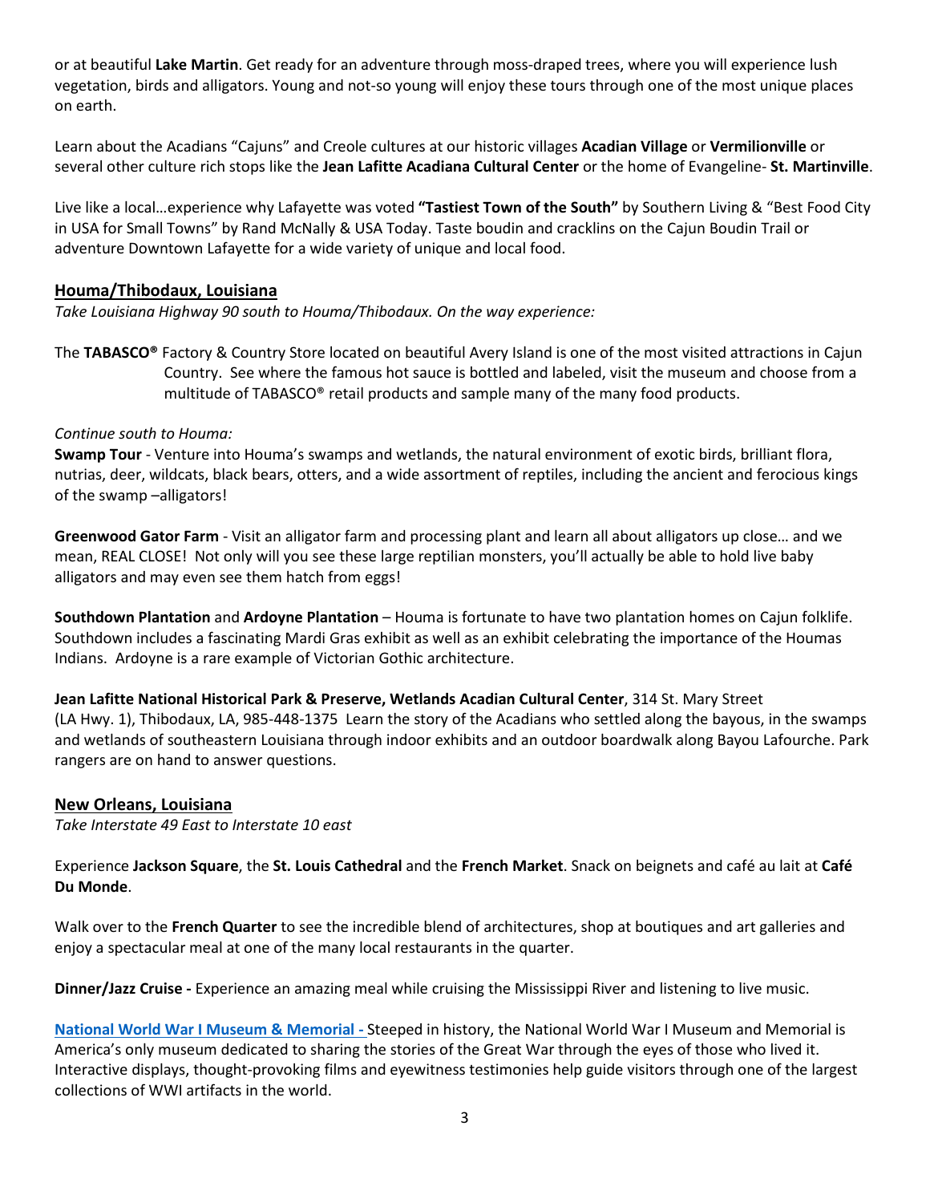or at beautiful **Lake Martin**. Get ready for an adventure through moss-draped trees, where you will experience lush vegetation, birds and alligators. Young and not-so young will enjoy these tours through one of the most unique places on earth.

Learn about the Acadians "Cajuns" and Creole cultures at our historic villages **Acadian Village** or **Vermilionville** or several other culture rich stops like the **Jean Lafitte Acadiana Cultural Center** or the home of Evangeline- **St. Martinville**.

Live like a local…experience why Lafayette was voted **"Tastiest Town of the South"** by Southern Living & "Best Food City in USA for Small Towns" by Rand McNally & USA Today. Taste boudin and cracklins on the Cajun Boudin Trail or adventure Downtown Lafayette for a wide variety of unique and local food.

## Houma/Thibodaux, Louisiana

*Take Louisiana Highway 90 south to Houma/Thibodaux. On the way experience:*

The **TABASCO®** Factory & Country Store located on beautiful Avery Island is one of the most visited attractions in Cajun Country. See where the famous hot sauce is bottled and labeled, visit the museum and choose from a multitude of TABASCO® retail products and sample many of the many food products.

*Continue south to Houma:*

**Swamp Tour** - Venture into Houma's swamps and wetlands, the natural environment of exotic birds, brilliant flora, nutrias, deer, wildcats, black bears, otters, and a wide assortment of reptiles, including the ancient and ferocious kings of the swamp –alligators!

**Greenwood Gator Farm** - Visit an alligator farm and processing plant and learn all about alligators up close… and we mean, REAL CLOSE! Not only will you see these large reptilian monsters, you'll actually be able to hold live baby alligators and may even see them hatch from eggs!

**Southdown Plantation** and **Ardoyne Plantation** – Houma is fortunate to have two plantation homes on Cajun folklife. Southdown includes a fascinating Mardi Gras exhibit as well as an exhibit celebrating the importance of the Houmas Indians. Ardoyne is a rare example of Victorian Gothic architecture.

**Jean Lafitte National Historical Park & Preserve, Wetlands Acadian Cultural Center**, 314 St. Mary Street (LA Hwy. 1), Thibodaux, LA, 985-448-1375 Learn the story of the Acadians who settled along the bayous, in the swamps and wetlands of southeastern Louisiana through indoor exhibits and an outdoor boardwalk along Bayou Lafourche. Park rangers are on hand to answer questions.

## New Orleans, Louisiana

*Take Interstate 49 East to Interstate 10 east*

Experience **Jackson Square**, the **St. Louis Cathedral** and the **French Market**. Snack on beignets and café au lait at **Café Du Monde**.

Walk over to the **French Quarter** to see the incredible blend of architectures, shop at boutiques and art galleries and enjoy a spectacular meal at one of the many local restaurants in the quarter.

**Dinner/Jazz Cruise -** Experience an amazing meal while cruising the Mississippi River and listening to live music.

**National World War I Museum & Memorial -** Steeped in history, the National World War I Museum and Memorial is America's only museum dedicated to sharing the stories of the Great War through the eyes of those who lived it. Interactive displays, thought-provoking films and eyewitness testimonies help guide visitors through one of the largest collections of WWI artifacts in the world.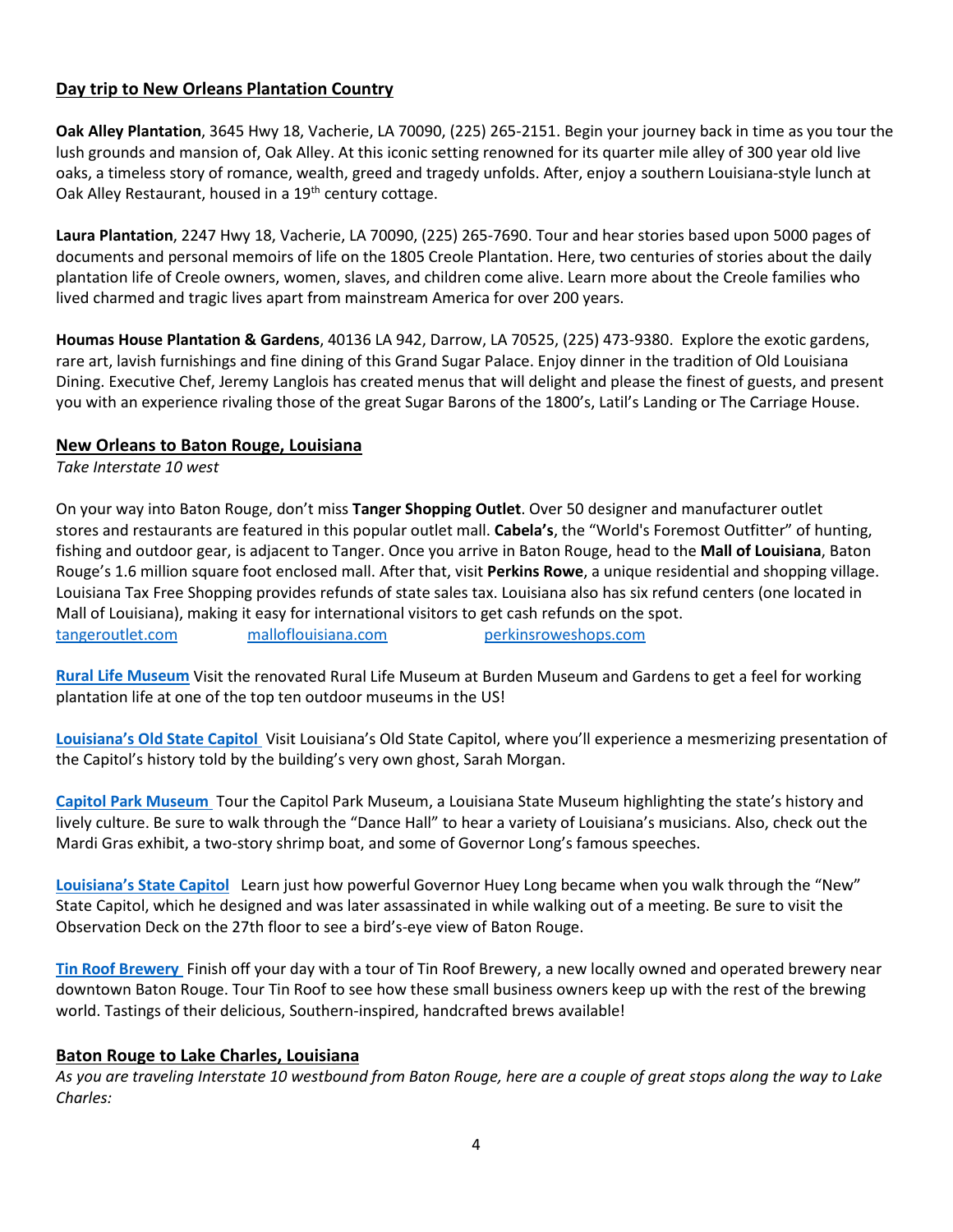## Day trip to New Orleans Plantation Country

**Oak Alley Plantation**, 3645 Hwy 18, Vacherie, LA 70090, (225) 265-2151. Begin your journey back in time as you tour the lush grounds and mansion of, Oak Alley. At this iconic setting renowned for its quarter mile alley of 300 year old live oaks, a timeless story of romance, wealth, greed and tragedy unfolds. After, enjoy a southern Louisiana-style lunch at Oak Alley Restaurant, housed in a 19th century cottage.

**Laura Plantation**, 2247 Hwy 18, Vacherie, LA 70090, (225) 265-7690. Tour and hear stories based upon 5000 pages of documents and personal memoirs of life on the 1805 Creole Plantation. Here, two centuries of stories about the daily plantation life of Creole owners, women, slaves, and children come alive. Learn more about the Creole families who lived charmed and tragic lives apart from mainstream America for over 200 years.

**Houmas House Plantation & Gardens**, 40136 LA 942, Darrow, LA 70525, (225) 473-9380. Explore the exotic gardens, rare art, lavish furnishings and fine dining of this Grand Sugar Palace. Enjoy dinner in the tradition of Old Louisiana Dining. Executive Chef, Jeremy Langlois has created menus that will delight and please the finest of guests, and present you with an experience rivaling those of the great Sugar Barons of the 1800's, Latil's Landing or The Carriage House.

## New Orleans to Baton Rouge, Louisiana

*Take Interstate 10 west*

On your way into Baton Rouge, don't miss **Tanger Shopping Outlet**. Over 50 designer and manufacturer outlet stores and restaurants are featured in this popular outlet mall. **Cabela's**, the "World's Foremost Outfitter" of hunting, fishing and outdoor gear, is adjacent to Tanger. Once you arrive in Baton Rouge, head to the **Mall of Louisiana**, Baton Rouge's 1.6 million square foot enclosed mall. After that, visit **Perkins Rowe**, a unique residential and shopping village. Louisiana Tax Free Shopping provides refunds of state sales tax. Louisiana also has six refund centers (one located in Mall of Louisiana), making it easy for international visitors to get cash refunds on the spot.

tangeroutlet.com    malloflouisiana.com    perkinsroweshops.com

**Rural Life Museum** Visit the renovated Rural Life Museum at Burden Museum and Gardens to get a feel for working plantation life at one of the top ten outdoor museums in the US!

**Louisiana's Old State Capitol** Visit Louisiana's Old State Capitol, where you'll experience a mesmerizing presentation of the Capitol's history told by the building's very own ghost, Sarah Morgan.

**Capitol Park Museum** Tour the Capitol Park Museum, a Louisiana State Museum highlighting the state's history and lively culture. Be sure to walk through the "Dance Hall" to hear a variety of Louisiana's musicians. Also, check out the Mardi Gras exhibit, a two-story shrimp boat, and some of Governor Long's famous speeches.

**Louisiana's State Capitol** Learn just how powerful Governor Huey Long became when you walk through the "New" State Capitol, which he designed and was later assassinated in while walking out of a meeting. Be sure to visit the Observation Deck on the 27th floor to see a bird's-eye view of Baton Rouge.

**Tin Roof Brewery** Finish off your day with a tour of Tin Roof Brewery, a new locally owned and operated brewery near downtown Baton Rouge. Tour Tin Roof to see how these small business owners keep up with the rest of the brewing world. Tastings of their delicious, Southern-inspired, handcrafted brews available!

## Baton Rouge to Lake Charles, Louisiana

*As you are traveling Interstate 10 westbound from Baton Rouge, here are a couple of great stops along the way to Lake Charles:*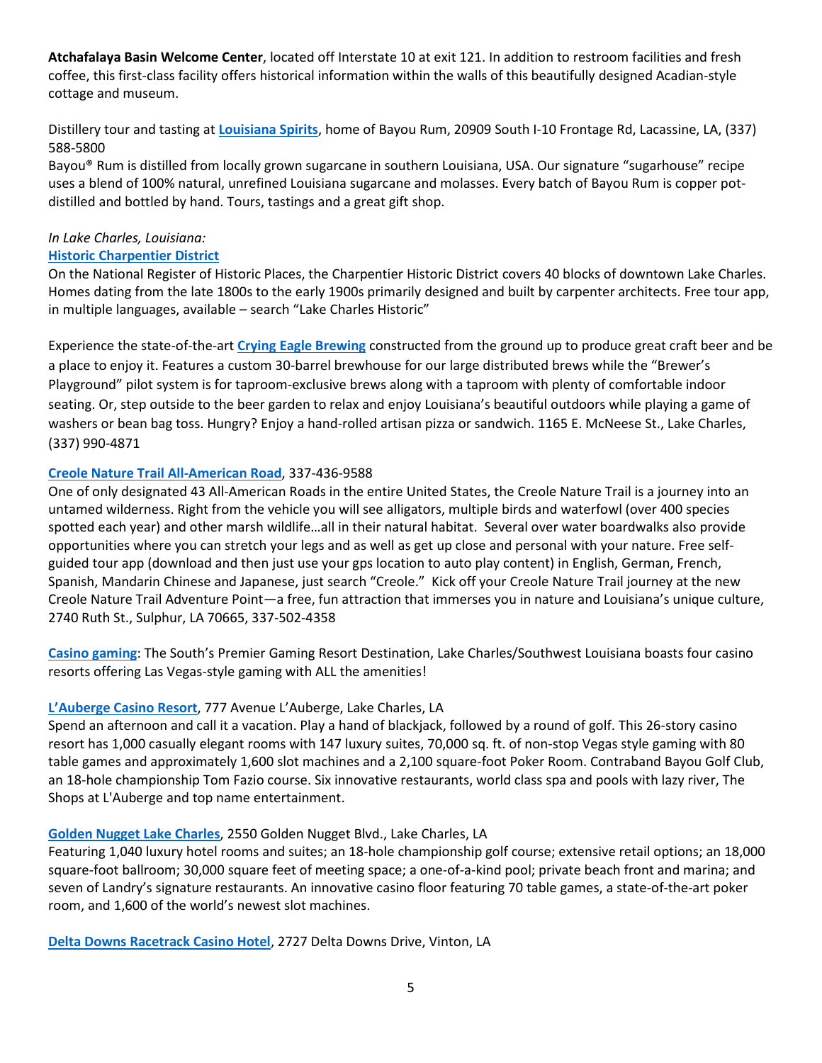**Atchafalaya Basin Welcome Center**, located off Interstate 10 at exit 121. In addition to restroom facilities and fresh coffee, this first-class facility offers historical information within the walls of this beautifully designed Acadian-style cottage and museum.

Distillery tour and tasting at **Louisiana Spirits**, home of Bayou Rum, 20909 South I-10 Frontage Rd, Lacassine, LA, (337) 588-5800
Bayou® Rum is distilled from locally grown sugarcane in southern Louisiana, USA. Our signature "sugarhouse" recipe uses a blend of 100% natural, unrefined Louisiana sugarcane and molasses. Every batch of Bayou Rum is copper pot-distilled and bottled by hand. Tours, tastings and a great gift shop.

*In Lake Charles, Louisiana:*
**Historic Charpentier District**
On the National Register of Historic Places, the Charpentier Historic District covers 40 blocks of downtown Lake Charles. Homes dating from the late 1800s to the early 1900s primarily designed and built by carpenter architects. Free tour app, in multiple languages, available – search "Lake Charles Historic"

Experience the state-of-the-art **Crying Eagle Brewing** constructed from the ground up to produce great craft beer and be a place to enjoy it. Features a custom 30-barrel brewhouse for our large distributed brews while the "Brewer's Playground" pilot system is for taproom-exclusive brews along with a taproom with plenty of comfortable indoor seating. Or, step outside to the beer garden to relax and enjoy Louisiana's beautiful outdoors while playing a game of washers or bean bag toss. Hungry? Enjoy a hand-rolled artisan pizza or sandwich. 1165 E. McNeese St., Lake Charles, (337) 990-4871

**Creole Nature Trail All-American Road**, 337-436-9588
One of only designated 43 All-American Roads in the entire United States, the Creole Nature Trail is a journey into an untamed wilderness. Right from the vehicle you will see alligators, multiple birds and waterfowl (over 400 species spotted each year) and other marsh wildlife…all in their natural habitat. Several over water boardwalks also provide opportunities where you can stretch your legs and as well as get up close and personal with your nature. Free self-guided tour app (download and then just use your gps location to auto play content) in English, German, French, Spanish, Mandarin Chinese and Japanese, just search "Creole." Kick off your Creole Nature Trail journey at the new Creole Nature Trail Adventure Point—a free, fun attraction that immerses you in nature and Louisiana's unique culture, 2740 Ruth St., Sulphur, LA 70665, 337-502-4358

**Casino gaming**: The South's Premier Gaming Resort Destination, Lake Charles/Southwest Louisiana boasts four casino resorts offering Las Vegas-style gaming with ALL the amenities!

**L'Auberge Casino Resort**, 777 Avenue L'Auberge, Lake Charles, LA
Spend an afternoon and call it a vacation. Play a hand of blackjack, followed by a round of golf. This 26-story casino resort has 1,000 casually elegant rooms with 147 luxury suites, 70,000 sq. ft. of non-stop Vegas style gaming with 80 table games and approximately 1,600 slot machines and a 2,100 square-foot Poker Room. Contraband Bayou Golf Club, an 18-hole championship Tom Fazio course. Six innovative restaurants, world class spa and pools with lazy river, The Shops at L'Auberge and top name entertainment.

**Golden Nugget Lake Charles**, 2550 Golden Nugget Blvd., Lake Charles, LA
Featuring 1,040 luxury hotel rooms and suites; an 18-hole championship golf course; extensive retail options; an 18,000 square-foot ballroom; 30,000 square feet of meeting space; a one-of-a-kind pool; private beach front and marina; and seven of Landry's signature restaurants. An innovative casino floor featuring 70 table games, a state-of-the-art poker room, and 1,600 of the world's newest slot machines.

**Delta Downs Racetrack Casino Hotel**, 2727 Delta Downs Drive, Vinton, LA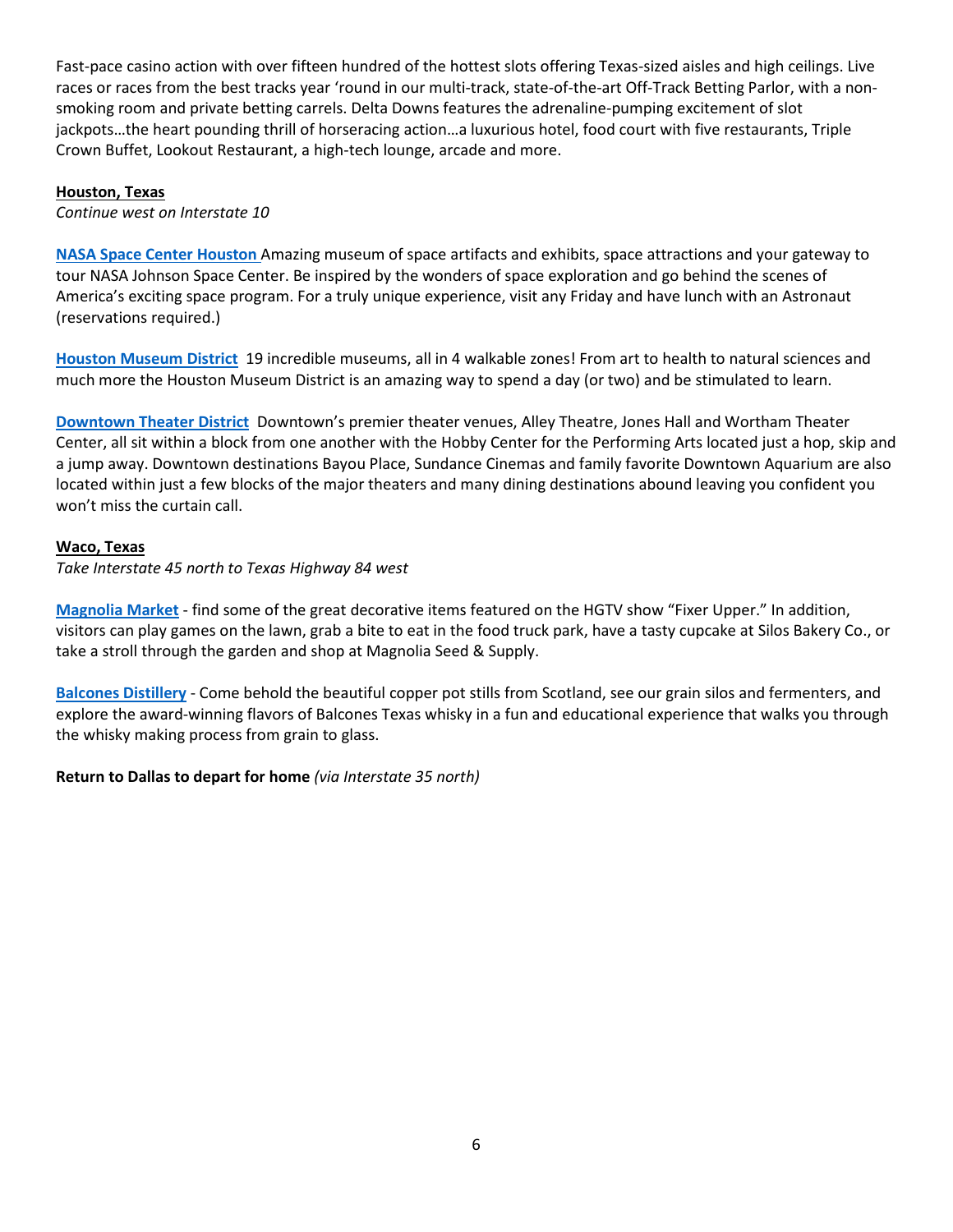Fast-pace casino action with over fifteen hundred of the hottest slots offering Texas-sized aisles and high ceilings. Live races or races from the best tracks year 'round in our multi-track, state-of-the-art Off-Track Betting Parlor, with a non-smoking room and private betting carrels. Delta Downs features the adrenaline-pumping excitement of slot jackpots…the heart pounding thrill of horseracing action…a luxurious hotel, food court with five restaurants, Triple Crown Buffet, Lookout Restaurant, a high-tech lounge, arcade and more.

**Houston, Texas**

*Continue west on Interstate 10*

**NASA Space Center Houston** Amazing museum of space artifacts and exhibits, space attractions and your gateway to tour NASA Johnson Space Center. Be inspired by the wonders of space exploration and go behind the scenes of America's exciting space program. For a truly unique experience, visit any Friday and have lunch with an Astronaut (reservations required.)

**Houston Museum District** 19 incredible museums, all in 4 walkable zones! From art to health to natural sciences and much more the Houston Museum District is an amazing way to spend a day (or two) and be stimulated to learn.

**Downtown Theater District** Downtown's premier theater venues, Alley Theatre, Jones Hall and Wortham Theater Center, all sit within a block from one another with the Hobby Center for the Performing Arts located just a hop, skip and a jump away. Downtown destinations Bayou Place, Sundance Cinemas and family favorite Downtown Aquarium are also located within just a few blocks of the major theaters and many dining destinations abound leaving you confident you won't miss the curtain call.

**Waco, Texas**

*Take Interstate 45 north to Texas Highway 84 west*

**Magnolia Market** - find some of the great decorative items featured on the HGTV show "Fixer Upper." In addition, visitors can play games on the lawn, grab a bite to eat in the food truck park, have a tasty cupcake at Silos Bakery Co., or take a stroll through the garden and shop at Magnolia Seed & Supply.

**Balcones Distillery** - Come behold the beautiful copper pot stills from Scotland, see our grain silos and fermenters, and explore the award-winning flavors of Balcones Texas whisky in a fun and educational experience that walks you through the whisky making process from grain to glass.

**Return to Dallas to depart for home** *(via Interstate 35 north)*